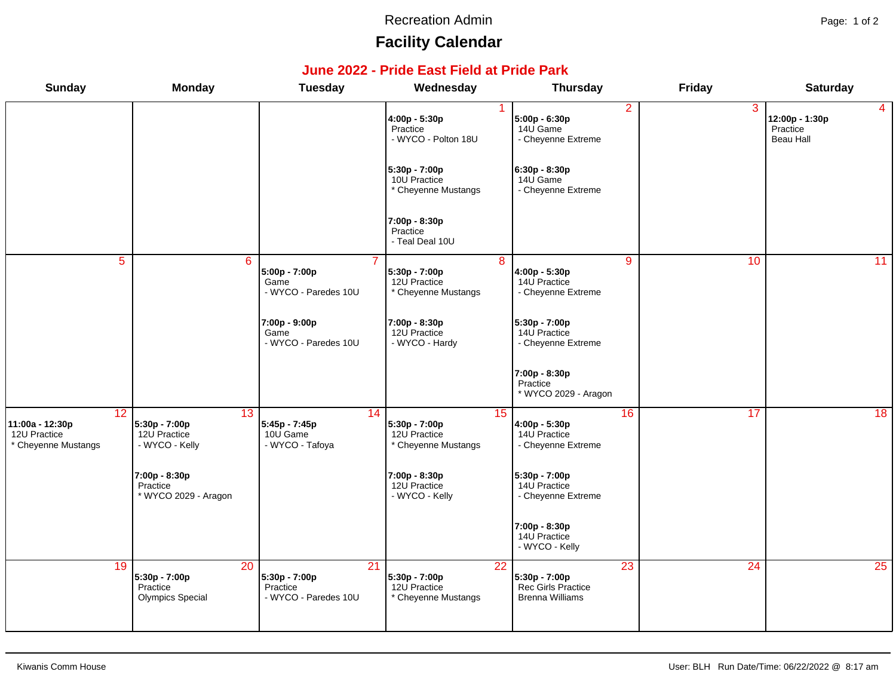Recreation Admin

# Facility Calendar

## June 2022 - Pride East Field at Pride Park

| Sunday | Monday | Tuesday | Wednesday | Thursday | Friday | Saturday |
|---|---|---|---|---|---|---|
| | | | 1<br>**4:00p - 5:30p**<br>Practice<br>- WYCO - Polton 18U<br><br>**5:30p - 7:00p**<br>10U Practice<br>* Cheyenne Mustangs<br><br>**7:00p - 8:30p**<br>Practice<br>- Teal Deal 10U | 2<br>**5:00p - 6:30p**<br>14U Game<br>- Cheyenne Extreme<br><br>**6:30p - 8:30p**<br>14U Game<br>- Cheyenne Extreme | 3 | 4<br>**12:00p - 1:30p**<br>Practice<br>Beau Hall |
| 5 | 6 | 7<br>**5:00p - 7:00p**<br>Game<br>- WYCO - Paredes 10U<br><br>**7:00p - 9:00p**<br>Game<br>- WYCO - Paredes 10U | 8<br>**5:30p - 7:00p**<br>12U Practice<br>* Cheyenne Mustangs<br><br>**7:00p - 8:30p**<br>12U Practice<br>- WYCO - Hardy | 9<br>**4:00p - 5:30p**<br>14U Practice<br>- Cheyenne Extreme<br><br>**5:30p - 7:00p**<br>14U Practice<br>- Cheyenne Extreme<br><br>**7:00p - 8:30p**<br>Practice<br>* WYCO 2029 - Aragon | 10 | 11 |
| 12<br>**11:00a - 12:30p**<br>12U Practice<br>* Cheyenne Mustangs | 13<br>**5:30p - 7:00p**<br>12U Practice<br>- WYCO - Kelly<br><br>**7:00p - 8:30p**<br>Practice<br>* WYCO 2029 - Aragon | 14<br>**5:45p - 7:45p**<br>10U Game<br>- WYCO - Tafoya | 15<br>**5:30p - 7:00p**<br>12U Practice<br>* Cheyenne Mustangs<br><br>**7:00p - 8:30p**<br>12U Practice<br>- WYCO - Kelly | 16<br>**4:00p - 5:30p**<br>14U Practice<br>- Cheyenne Extreme<br><br>**5:30p - 7:00p**<br>14U Practice<br>- Cheyenne Extreme<br><br>**7:00p - 8:30p**<br>14U Practice<br>- WYCO - Kelly | 17 | 18 |
| 19 | 20<br>**5:30p - 7:00p**<br>Practice<br>Olympics Special | 21<br>**5:30p - 7:00p**<br>Practice<br>- WYCO - Paredes 10U | 22<br>**5:30p - 7:00p**<br>12U Practice<br>* Cheyenne Mustangs | 23<br>**5:30p - 7:00p**<br>Rec Girls Practice<br>Brenna Williams | 24 | 25 |

Kiwanis Comm House

User: BLH Run Date/Time: 06/22/2022 @ 8:17 am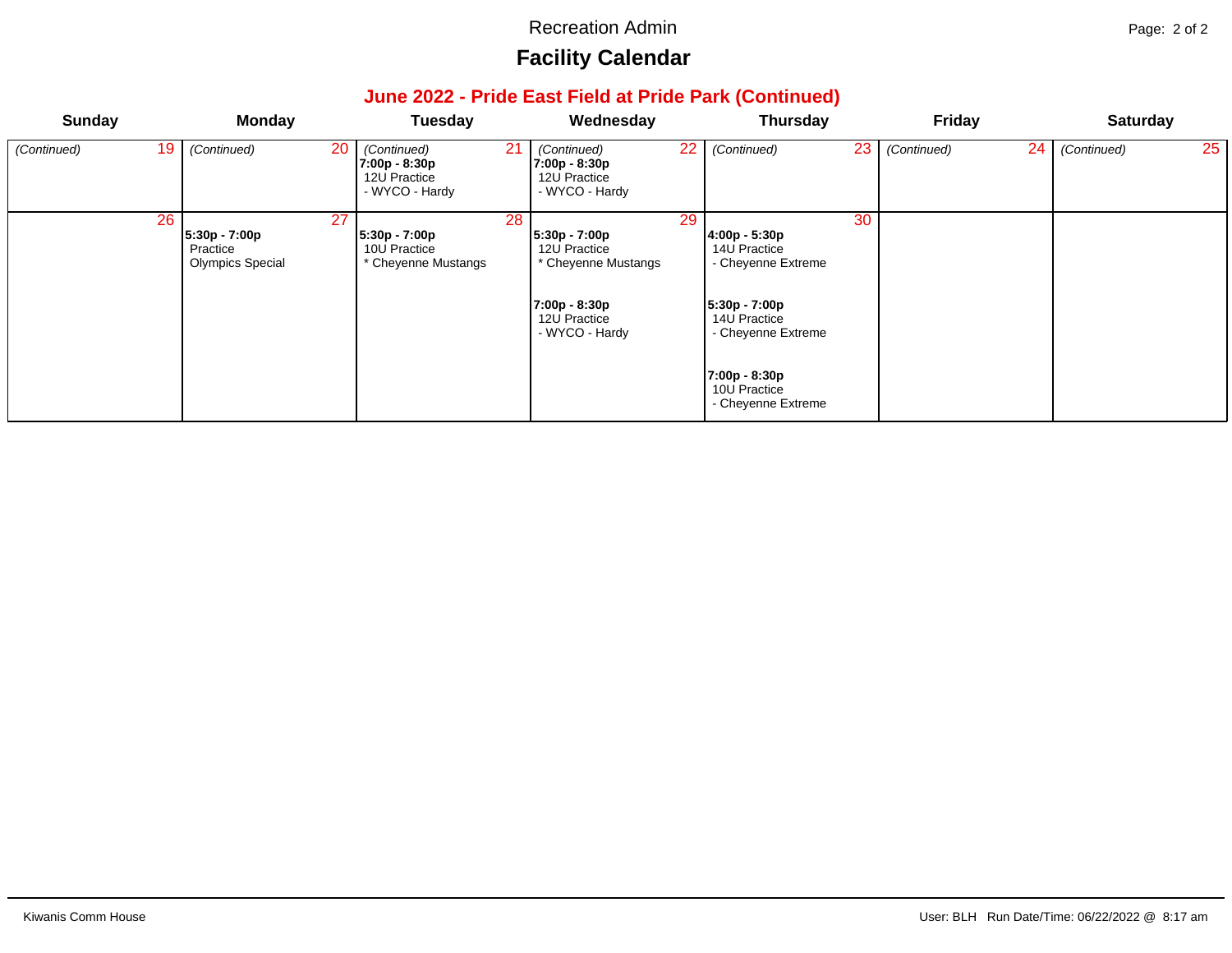Recreation Admin

# Facility Calendar

## June 2022 - Pride East Field at Pride Park (Continued)

| Sunday | Monday | Tuesday | Wednesday | Thursday | Friday | Saturday |
|---|---|---|---|---|---|---|
| 19 *(Continued)* | 20 *(Continued)* | 21 *(Continued)*<br>**7:00p - 8:30p**<br>12U Practice<br>- WYCO - Hardy | 22 *(Continued)*<br>**7:00p - 8:30p**<br>12U Practice<br>- WYCO - Hardy | 23 *(Continued)* | 24 *(Continued)* | 25 *(Continued)* |
| 26 | 27<br>**5:30p - 7:00p**<br>Practice<br>Olympics Special | 28<br>**5:30p - 7:00p**<br>10U Practice<br>* Cheyenne Mustangs | 29<br>**5:30p - 7:00p**<br>12U Practice<br>* Cheyenne Mustangs<br><br>**7:00p - 8:30p**<br>12U Practice<br>- WYCO - Hardy | 30<br>**4:00p - 5:30p**<br>14U Practice<br>- Cheyenne Extreme<br><br>**5:30p - 7:00p**<br>14U Practice<br>- Cheyenne Extreme<br><br>**7:00p - 8:30p**<br>10U Practice<br>- Cheyenne Extreme | | |

Kiwanis Comm House

User: BLH Run Date/Time: 06/22/2022 @ 8:17 am